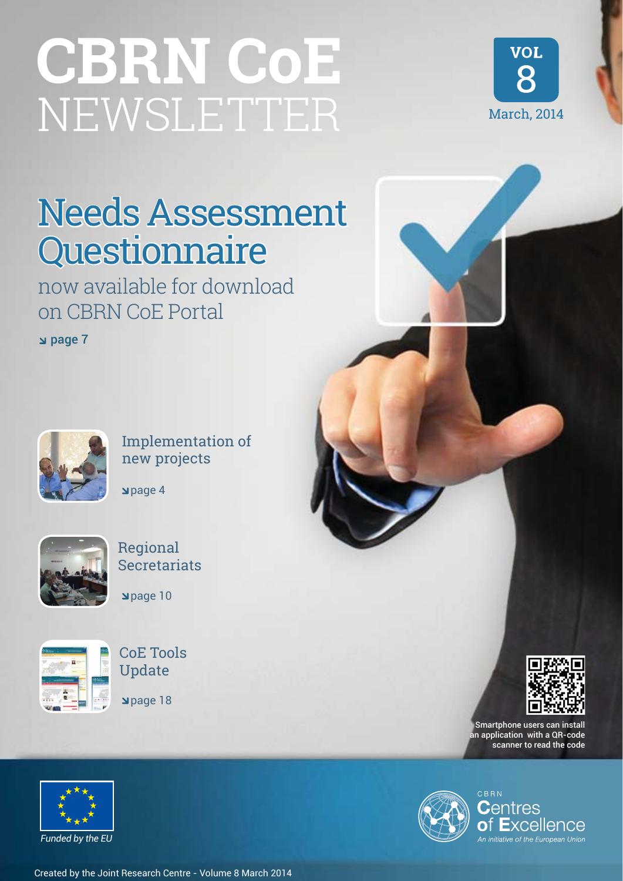# CBRN CoE NEWSLETTER

VOL 8

March, 2014

## Needs Assessment Questionnaire

now available for download on CBRN CoE Portal

↘ page 7

### Implementation of new projects

↘ page 4

### Regional Secretariats

↘ page 10

### CoE Tools Update

↘ page 18

Smartphone users can install an application with a QR-code scanner to read the code

*Funded by the EU*

CBRN Centres of Excellence

*An initiative of the European Union*

Created by the Joint Research Centre - Volume 8 March 2014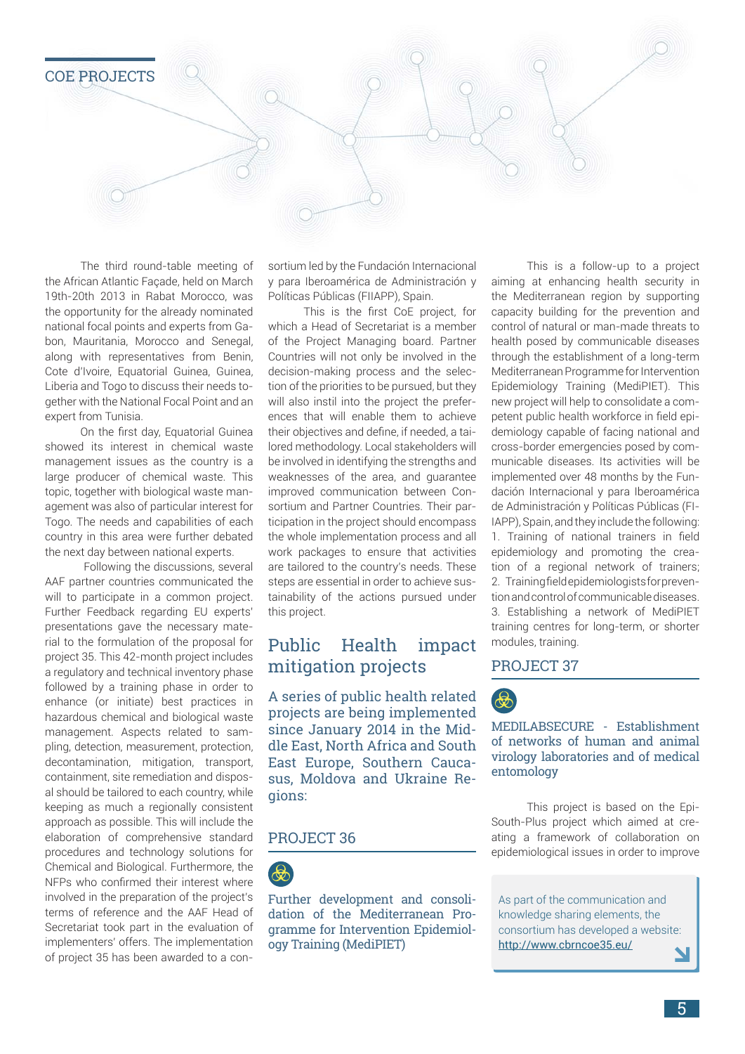# COE PROJECTS

The third round-table meeting of the African Atlantic Façade, held on March 19th-20th 2013 in Rabat Morocco, was the opportunity for the already nominated national focal points and experts from Gabon, Mauritania, Morocco and Senegal, along with representatives from Benin, Cote d'Ivoire, Equatorial Guinea, Guinea, Liberia and Togo to discuss their needs together with the National Focal Point and an expert from Tunisia.

On the first day, Equatorial Guinea showed its interest in chemical waste management issues as the country is a large producer of chemical waste. This topic, together with biological waste management was also of particular interest for Togo. The needs and capabilities of each country in this area were further debated the next day between national experts.

Following the discussions, several AAF partner countries communicated the will to participate in a common project. Further Feedback regarding EU experts' presentations gave the necessary material to the formulation of the proposal for project 35. This 42-month project includes a regulatory and technical inventory phase followed by a training phase in order to enhance (or initiate) best practices in hazardous chemical and biological waste management. Aspects related to sampling, detection, measurement, protection, decontamination, mitigation, transport, containment, site remediation and disposal should be tailored to each country, while keeping as much a regionally consistent approach as possible. This will include the elaboration of comprehensive standard procedures and technology solutions for Chemical and Biological. Furthermore, the NFPs who confirmed their interest where involved in the preparation of the project's terms of reference and the AAF Head of Secretariat took part in the evaluation of implementers' offers. The implementation of project 35 has been awarded to a consortium led by the Fundación Internacional y para Iberoamérica de Administración y Políticas Públicas (FIIAPP), Spain.

This is the first CoE project, for which a Head of Secretariat is a member of the Project Managing board. Partner Countries will not only be involved in the decision-making process and the selection of the priorities to be pursued, but they will also instil into the project the preferences that will enable them to achieve their objectives and define, if needed, a tailored methodology. Local stakeholders will be involved in identifying the strengths and weaknesses of the area, and guarantee improved communication between Consortium and Partner Countries. Their participation in the project should encompass the whole implementation process and all work packages to ensure that activities are tailored to the country's needs. These steps are essential in order to achieve sustainability of the actions pursued under this project.

## Public Health impact mitigation projects

A series of public health related projects are being implemented since January 2014 in the Middle East, North Africa and South East Europe, Southern Caucasus, Moldova and Ukraine Regions:

### PROJECT 36

Further development and consolidation of the Mediterranean Programme for Intervention Epidemiology Training (MediPIET)

This is a follow-up to a project aiming at enhancing health security in the Mediterranean region by supporting capacity building for the prevention and control of natural or man-made threats to health posed by communicable diseases through the establishment of a long-term Mediterranean Programme for Intervention Epidemiology Training (MediPIET). This new project will help to consolidate a competent public health workforce in field epidemiology capable of facing national and cross-border emergencies posed by communicable diseases. Its activities will be implemented over 48 months by the Fundación Internacional y para Iberoamérica de Administración y Políticas Públicas (FIIAPP), Spain, and they include the following:

1. Training of national trainers in field epidemiology and promoting the creation of a regional network of trainers;
2. Training field epidemiologists for prevention and control of communicable diseases.
3. Establishing a network of MediPIET training centres for long-term, or shorter modules, training.

### PROJECT 37

MEDILABSECURE - Establishment of networks of human and animal virology laboratories and of medical entomology

This project is based on the EpiSouth-Plus project which aimed at creating a framework of collaboration on epidemiological issues in order to improve

As part of the communication and knowledge sharing elements, the consortium has developed a website: http://www.cbrncoe35.eu/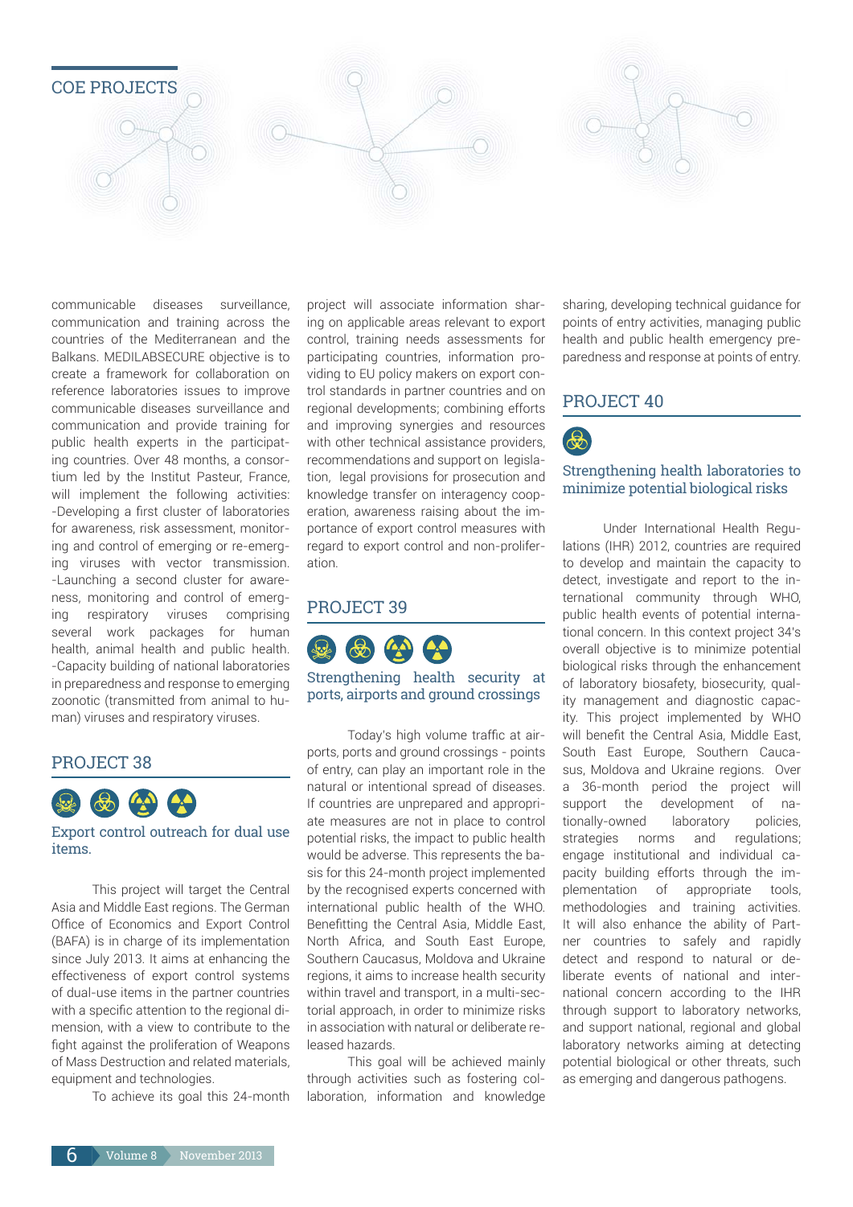## COE PROJECTS

communicable diseases surveillance, communication and training across the countries of the Mediterranean and the Balkans. MEDILABSECURE objective is to create a framework for collaboration on reference laboratories issues to improve communicable diseases surveillance and communication and provide training for public health experts in the participating countries. Over 48 months, a consortium led by the Institut Pasteur, France, will implement the following activities: -Developing a first cluster of laboratories for awareness, risk assessment, monitoring and control of emerging or re-emerging viruses with vector transmission. -Launching a second cluster for awareness, monitoring and control of emerging respiratory viruses comprising several work packages for human health, animal health and public health. -Capacity building of national laboratories in preparedness and response to emerging zoonotic (transmitted from animal to human) viruses and respiratory viruses.

## PROJECT 38

### Export control outreach for dual use items.

This project will target the Central Asia and Middle East regions. The German Office of Economics and Export Control (BAFA) is in charge of its implementation since July 2013. It aims at enhancing the effectiveness of export control systems of dual-use items in the partner countries with a specific attention to the regional dimension, with a view to contribute to the fight against the proliferation of Weapons of Mass Destruction and related materials, equipment and technologies.

To achieve its goal this 24-month project will associate information sharing on applicable areas relevant to export control, training needs assessments for participating countries, information providing to EU policy makers on export control standards in partner countries and on regional developments; combining efforts and improving synergies and resources with other technical assistance providers, recommendations and support on legislation, legal provisions for prosecution and knowledge transfer on interagency cooperation, awareness raising about the importance of export control measures with regard to export control and non-proliferation.

## PROJECT 39

### Strengthening health security at ports, airports and ground crossings

Today's high volume traffic at airports, ports and ground crossings - points of entry, can play an important role in the natural or intentional spread of diseases. If countries are unprepared and appropriate measures are not in place to control potential risks, the impact to public health would be adverse. This represents the basis for this 24-month project implemented by the recognised experts concerned with international public health of the WHO. Benefitting the Central Asia, Middle East, North Africa, and South East Europe, Southern Caucasus, Moldova and Ukraine regions, it aims to increase health security within travel and transport, in a multi-sectorial approach, in order to minimize risks in association with natural or deliberate released hazards.

This goal will be achieved mainly through activities such as fostering collaboration, information and knowledge sharing, developing technical guidance for points of entry activities, managing public health and public health emergency preparedness and response at points of entry.

## PROJECT 40

### Strengthening health laboratories to minimize potential biological risks

Under International Health Regulations (IHR) 2012, countries are required to develop and maintain the capacity to detect, investigate and report to the international community through WHO, public health events of potential international concern. In this context project 34's overall objective is to minimize potential biological risks through the enhancement of laboratory biosafety, biosecurity, quality management and diagnostic capacity. This project implemented by WHO will benefit the Central Asia, Middle East, South East Europe, Southern Caucasus, Moldova and Ukraine regions. Over a 36-month period the project will support the development of nationally-owned laboratory policies, strategies norms and regulations; engage institutional and individual capacity building efforts through the implementation of appropriate tools, methodologies and training activities. It will also enhance the ability of Partner countries to safely and rapidly detect and respond to natural or deliberate events of national and international concern according to the IHR through support to laboratory networks, and support national, regional and global laboratory networks aiming at detecting potential biological or other threats, such as emerging and dangerous pathogens.